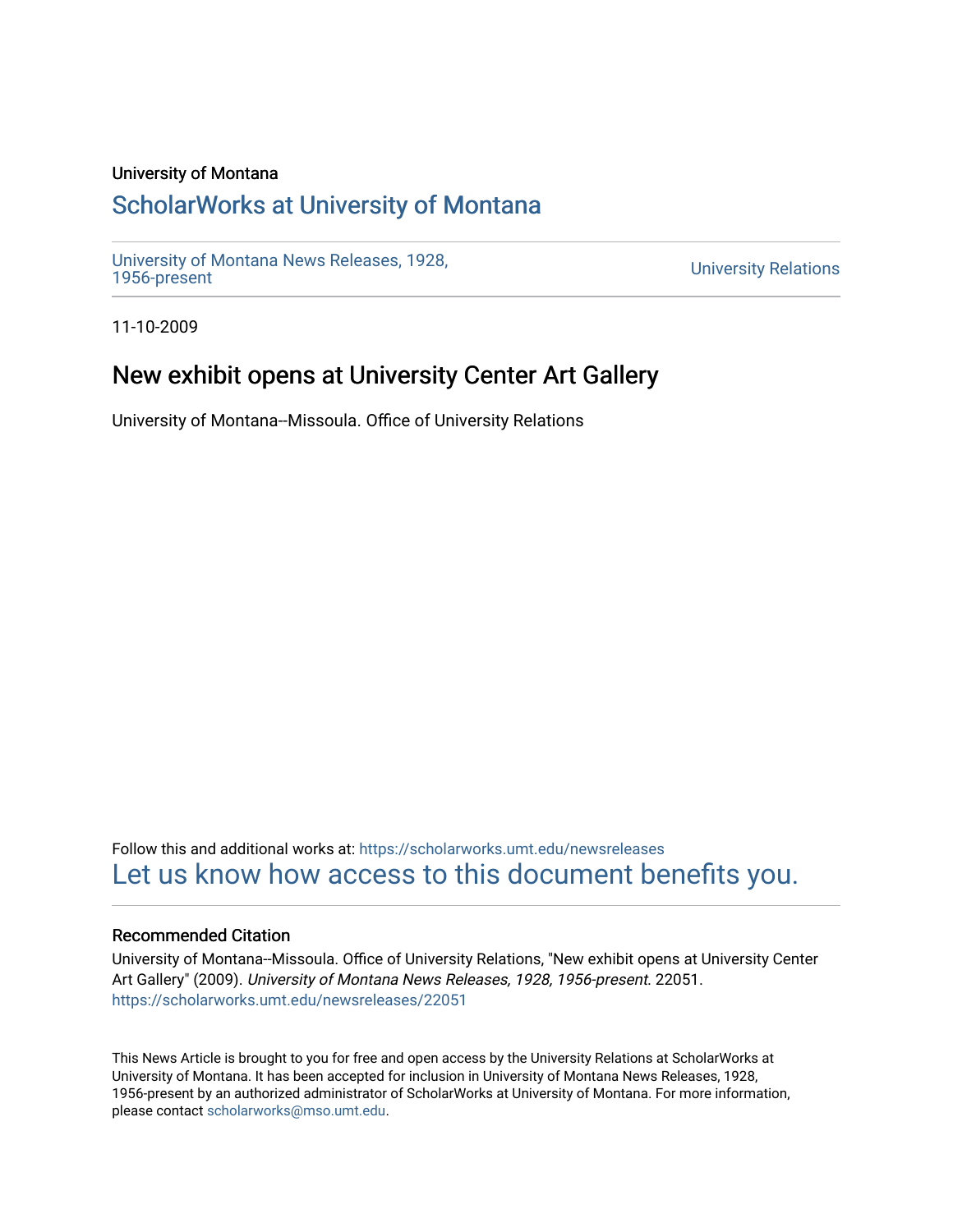University of Montana

# ScholarWorks at University of Montana

University of Montana News Releases, 1928, 1956-present

University Relations

11-10-2009

## New exhibit opens at University Center Art Gallery

University of Montana--Missoula. Office of University Relations

Follow this and additional works at: https://scholarworks.umt.edu/newsreleases

Let us know how access to this document benefits you.

### Recommended Citation

University of Montana--Missoula. Office of University Relations, "New exhibit opens at University Center Art Gallery" (2009). *University of Montana News Releases, 1928, 1956-present*. 22051.
https://scholarworks.umt.edu/newsreleases/22051

This News Article is brought to you for free and open access by the University Relations at ScholarWorks at University of Montana. It has been accepted for inclusion in University of Montana News Releases, 1928, 1956-present by an authorized administrator of ScholarWorks at University of Montana. For more information, please contact scholarworks@mso.umt.edu.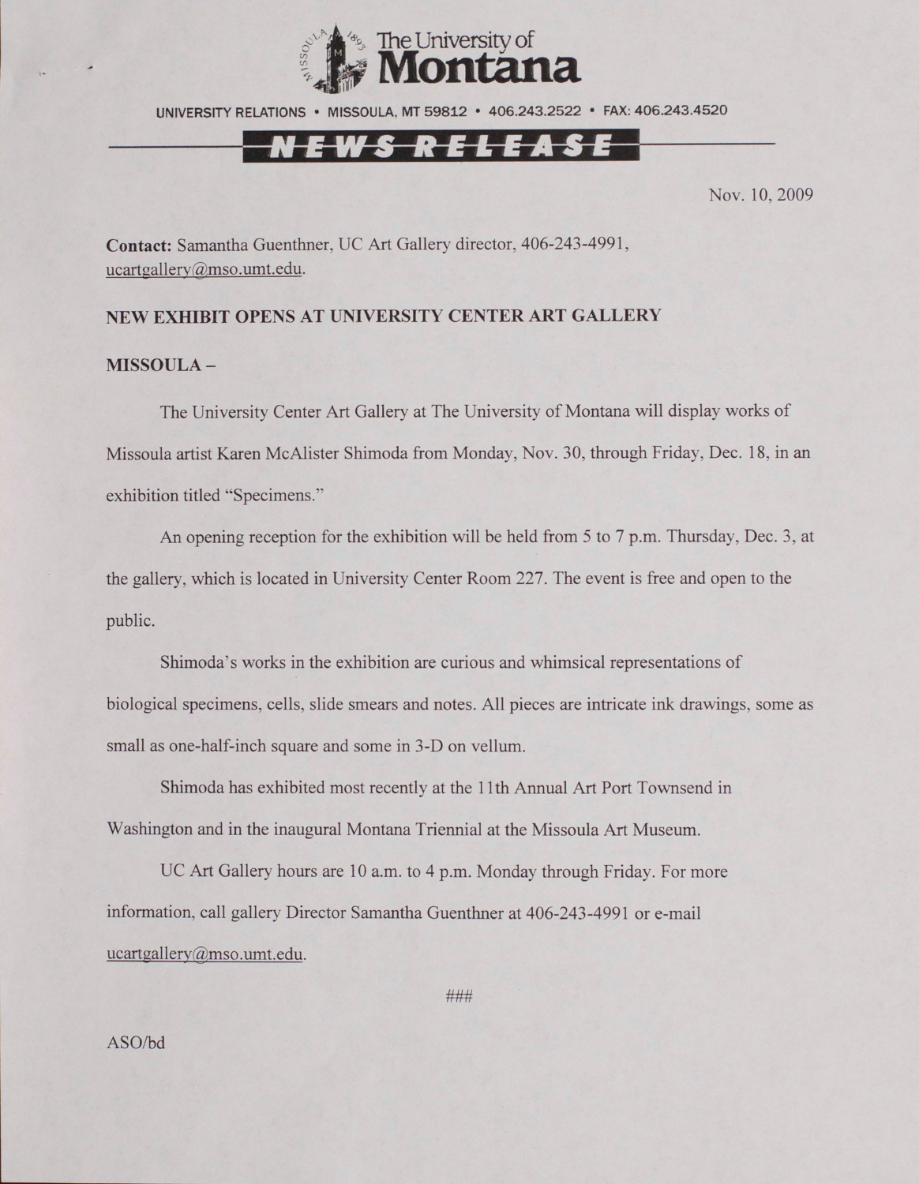The University of Montana

UNIVERSITY RELATIONS • MISSOULA, MT 59812 • 406.243.2522 • FAX: 406.243.4520

NEWS RELEASE

Nov. 10, 2009

**Contact:** Samantha Guenthner, UC Art Gallery director, 406-243-4991, ucartgallery@mso.umt.edu.

**NEW EXHIBIT OPENS AT UNIVERSITY CENTER ART GALLERY**

**MISSOULA –**

The University Center Art Gallery at The University of Montana will display works of Missoula artist Karen McAlister Shimoda from Monday, Nov. 30, through Friday, Dec. 18, in an exhibition titled "Specimens."

An opening reception for the exhibition will be held from 5 to 7 p.m. Thursday, Dec. 3, at the gallery, which is located in University Center Room 227. The event is free and open to the public.

Shimoda's works in the exhibition are curious and whimsical representations of biological specimens, cells, slide smears and notes. All pieces are intricate ink drawings, some as small as one-half-inch square and some in 3-D on vellum.

Shimoda has exhibited most recently at the 11th Annual Art Port Townsend in Washington and in the inaugural Montana Triennial at the Missoula Art Museum.

UC Art Gallery hours are 10 a.m. to 4 p.m. Monday through Friday. For more information, call gallery Director Samantha Guenthner at 406-243-4991 or e-mail ucartgallery@mso.umt.edu.

###

ASO/bd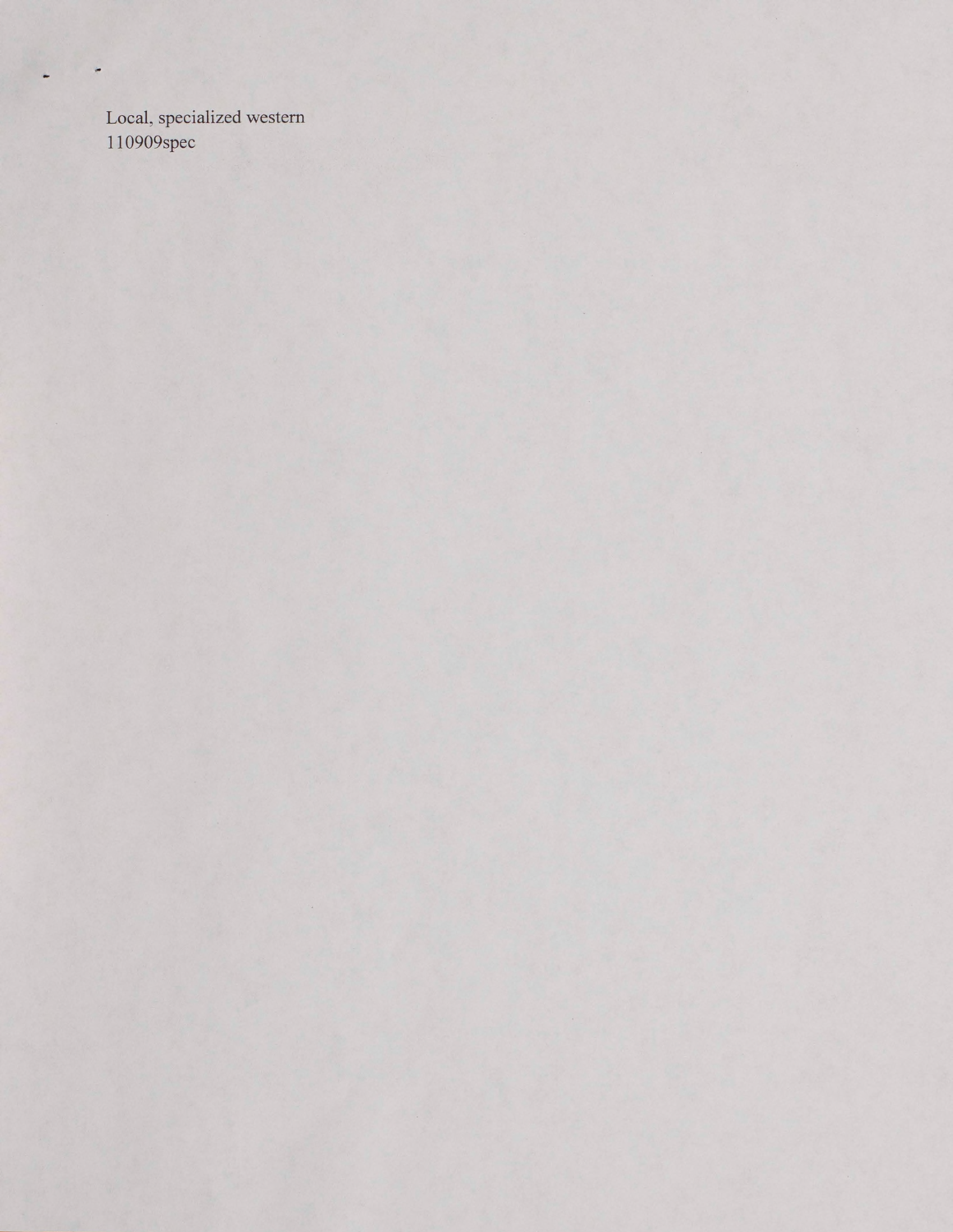Local, specialized western
110909spec